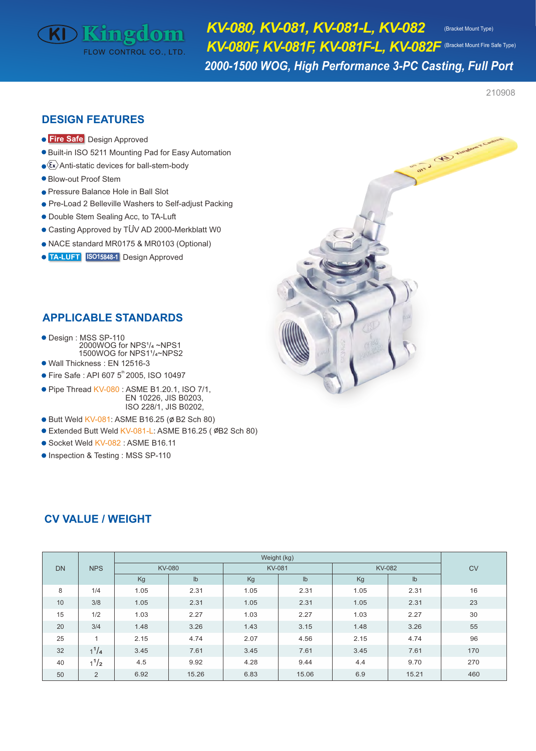# KV-080, KV-081, KV-081-L, KV-082 (Bracket Mount Type)

# KV-080F, KV-081F, KV-081F-L, KV-082F (Bracket Mount Fire Safe Type)

## 2000-1500 WOG, High Performance 3-PC Casting, Full Port

Kingdom FLOW CONTROL CO., LTD.

210908

## DESIGN FEATURES

- Fire Safe Design Approved
- Built-in ISO 5211 Mounting Pad for Easy Automation
- Ex Anti-static devices for ball-stem-body
- Blow-out Proof Stem
- Pressure Balance Hole in Ball Slot
- Pre-Load 2 Belleville Washers to Self-adjust Packing
- Double Stem Sealing Acc, to TA-Luft
- Casting Approved by TÜV AD 2000-Merkblatt W0
- NACE standard MR0175 & MR0103 (Optional)
- TA-LUFT ISO15848-1 Design Approved

## APPLICABLE STANDARDS

- Design : MSS SP-110
  2000WOG for NPS1/4 ~NPS1
  1500WOG for NPS1 1/4~NPS2
- Wall Thickness : EN 12516-3
- Fire Safe : API 607 5th 2005, ISO 10497
- Pipe Thread KV-080 : ASME B1.20.1, ISO 7/1,
  EN 10226, JIS B0203,
  ISO 228/1, JIS B0202,
- Butt Weld KV-081: ASME B16.25 (ø B2 Sch 80)
- Extended Butt Weld KV-081-L: ASME B16.25 ( ØB2 Sch 80)
- Socket Weld KV-082 : ASME B16.11
- Inspection & Testing : MSS SP-110

## CV VALUE / WEIGHT

| DN | NPS | Weight (kg) | | | | | | CV |
|---|---|---|---|---|---|---|---|---|
| | | KV-080 | | KV-081 | | KV-082 | | |
| | | Kg | lb | Kg | lb | Kg | lb | |
| 8 | 1/4 | 1.05 | 2.31 | 1.05 | 2.31 | 1.05 | 2.31 | 16 |
| 10 | 3/8 | 1.05 | 2.31 | 1.05 | 2.31 | 1.05 | 2.31 | 23 |
| 15 | 1/2 | 1.03 | 2.27 | 1.03 | 2.27 | 1.03 | 2.27 | 30 |
| 20 | 3/4 | 1.48 | 3.26 | 1.43 | 3.15 | 1.48 | 3.26 | 55 |
| 25 | 1 | 2.15 | 4.74 | 2.07 | 4.56 | 2.15 | 4.74 | 96 |
| 32 | 1 1/4 | 3.45 | 7.61 | 3.45 | 7.61 | 3.45 | 7.61 | 170 |
| 40 | 1 1/2 | 4.5 | 9.92 | 4.28 | 9.44 | 4.4 | 9.70 | 270 |
| 50 | 2 | 6.92 | 15.26 | 6.83 | 15.06 | 6.9 | 15.21 | 460 |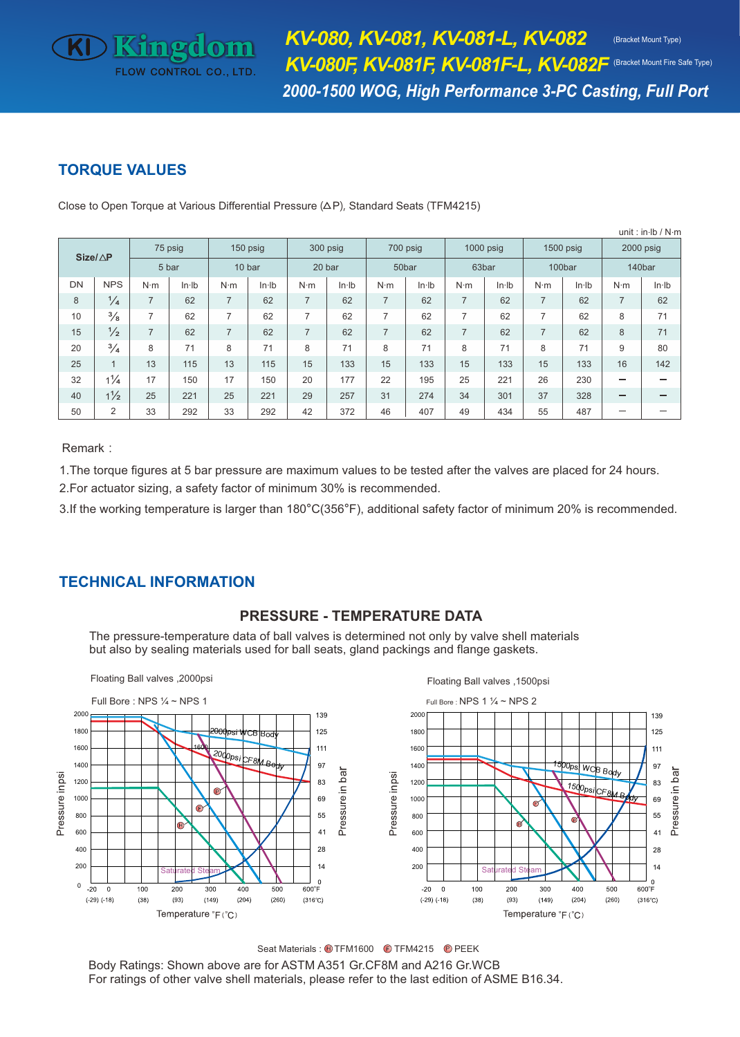# Kingdom FLOW CONTROL CO., LTD.

**KV-080, KV-081, KV-081-L, KV-082** (Bracket Mount Type)
**KV-080F, KV-081F, KV-081F-L, KV-082F** (Bracket Mount Fire Safe Type)
**2000-1500 WOG, High Performance 3-PC Casting, Full Port**

## TORQUE VALUES

Close to Open Torque at Various Differential Pressure (△P), Standard Seats (TFM4215)

unit : in·lb / N·m

| Size/△P | | 75 psig | | 150 psig | | 300 psig | | 700 psig | | 1000 psig | | 1500 psig | | 2000 psig | |
|---|---|---|---|---|---|---|---|---|---|---|---|---|---|---|---|
| | | 5 bar | | 10 bar | | 20 bar | | 50bar | | 63bar | | 100bar | | 140bar | |
| DN | NPS | N·m | In·lb | N·m | In·lb | N·m | In·lb | N·m | In·lb | N·m | In·lb | N·m | In·lb | N·m | In·lb |
| 8 | ¼ | 7 | 62 | 7 | 62 | 7 | 62 | 7 | 62 | 7 | 62 | 7 | 62 | 7 | 62 |
| 10 | ⅜ | 7 | 62 | 7 | 62 | 7 | 62 | 7 | 62 | 7 | 62 | 7 | 62 | 8 | 71 |
| 15 | ½ | 7 | 62 | 7 | 62 | 7 | 62 | 7 | 62 | 7 | 62 | 7 | 62 | 8 | 71 |
| 20 | ¾ | 8 | 71 | 8 | 71 | 8 | 71 | 8 | 71 | 8 | 71 | 8 | 71 | 9 | 80 |
| 25 | 1 | 13 | 115 | 13 | 115 | 15 | 133 | 15 | 133 | 15 | 133 | 15 | 133 | 16 | 142 |
| 32 | 1¼ | 17 | 150 | 17 | 150 | 20 | 177 | 22 | 195 | 25 | 221 | 26 | 230 | — | — |
| 40 | 1½ | 25 | 221 | 25 | 221 | 29 | 257 | 31 | 274 | 34 | 301 | 37 | 328 | — | — |
| 50 | 2 | 33 | 292 | 33 | 292 | 42 | 372 | 46 | 407 | 49 | 434 | 55 | 487 | — | — |

Remark :

1. The torque figures at 5 bar pressure are maximum values to be tested after the valves are placed for 24 hours.
2. For actuator sizing, a safety factor of minimum 30% is recommended.
3. If the working temperature is larger than 180°C(356°F), additional safety factor of minimum 20% is recommended.

## TECHNICAL INFORMATION

### PRESSURE - TEMPERATURE DATA

The pressure-temperature data of ball valves is determined not only by valve shell materials but also by sealing materials used for ball seats, gland packings and flange gaskets.

Floating Ball valves ,2000psi

Full Bore : NPS ¼ ~ NPS 1

Floating Ball valves ,1500psi

Full Bore : NPS 1 ¼ ~ NPS 2

Seat Materials : Ⓗ TFM1600 Ⓔ TFM4215 Ⓟ PEEK

Body Ratings: Shown above are for ASTM A351 Gr.CF8M and A216 Gr.WCB
For ratings of other valve shell materials, please refer to the last edition of ASME B16.34.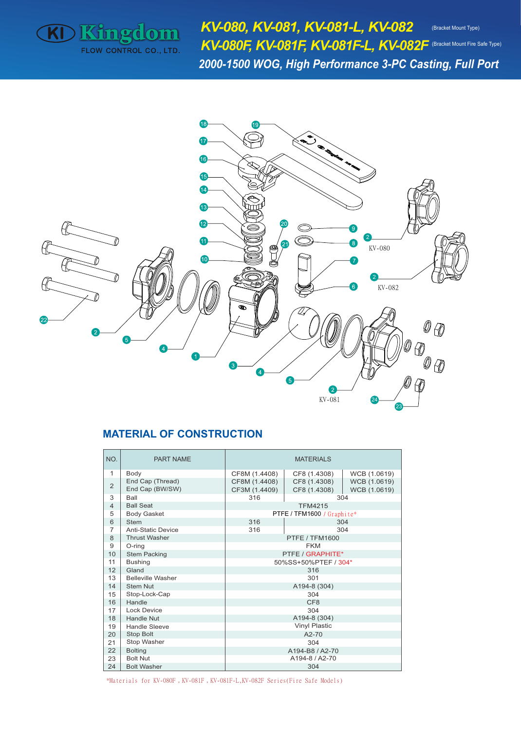Kingdom FLOW CONTROL CO., LTD.

# KV-080, KV-081, KV-081-L, KV-082 (Bracket Mount Type)
# KV-080F, KV-081F, KV-081F-L, KV-082F (Bracket Mount Fire Safe Type)
## 2000-1500 WOG, High Performance 3-PC Casting, Full Port

KV-080

KV-082

KV-081

## MATERIAL OF CONSTRUCTION

| NO. | PART NAME | MATERIALS | | |
|---|---|---|---|---|
| 1 | Body | CF8M (1.4408) | CF8 (1.4308) | WCB (1.0619) |
| 2 | End Cap (Thread) | CF8M (1.4408) | CF8 (1.4308) | WCB (1.0619) |
| 2 | End Cap (BW/SW) | CF3M (1.4409) | CF8 (1.4308) | WCB (1.0619) |
| 3 | Ball | 316 | 304 | |
| 4 | Ball Seat | TFM4215 | | |
| 5 | Body Gasket | PTFE / TFM1600 / Graphite* | | |
| 6 | Stem | 316 | 304 | |
| 7 | Anti-Static Device | 316 | 304 | |
| 8 | Thrust Washer | PTFE / TFM1600 | | |
| 9 | O-ring | FKM | | |
| 10 | Stem Packing | PTFE / GRAPHITE* | | |
| 11 | Bushing | 50%SS+50%PTEF / 304* | | |
| 12 | Gland | 316 | | |
| 13 | Belleville Washer | 301 | | |
| 14 | Stem Nut | A194-8 (304) | | |
| 15 | Stop-Lock-Cap | 304 | | |
| 16 | Handle | CF8 | | |
| 17 | Lock Device | 304 | | |
| 18 | Handle Nut | A194-8 (304) | | |
| 19 | Handle Sleeve | Vinyl Plastic | | |
| 20 | Stop Bolt | A2-70 | | |
| 21 | Stop Washer | 304 | | |
| 22 | Bolting | A194-B8 / A2-70 | | |
| 23 | Bolt Nut | A194-8 / A2-70 | | |
| 24 | Bolt Washer | 304 | | |

*Materials for KV-080F , KV-081F , KV-081F-L,KV-082F Series(Fire Safe Models)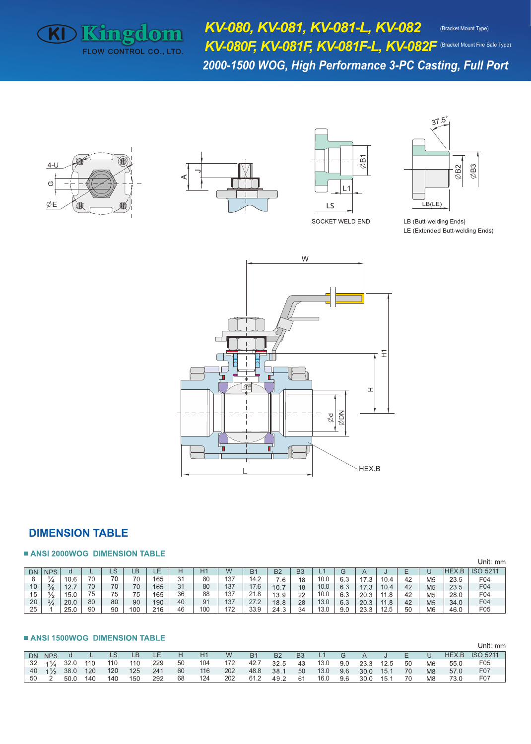Kingdom FLOW CONTROL CO., LTD.

# KV-080, KV-081, KV-081-L, KV-082 (Bracket Mount Type)

# KV-080F, KV-081F, KV-081F-L, KV-082F (Bracket Mount Fire Safe Type)

## 2000-1500 WOG, High Performance 3-PC Casting, Full Port

4-U
G
ØE
A
J
ØB1
L1
LS
SOCKET WELD END
37.5°
ØB2
ØB3
LB(LE)
LB (Butt-welding Ends)
LE (Extended Butt-welding Ends)
W
H1
H
Ød
ØDN
L
HEX.B

## DIMENSION TABLE

### ANSI 2000WOG DIMENSION TABLE

Unit: mm

| DN | NPS | d | L | LS | LB | LE | H | H1 | W | B1 | B2 | B3 | L1 | G | A | J | E | U | HEX.B | ISO 5211 |
|---|---|---|---|---|---|---|---|---|---|---|---|---|---|---|---|---|---|---|---|---|
| 8 | ¼ | 10.6 | 70 | 70 | 70 | 165 | 31 | 80 | 137 | 14.2 | 7.6 | 18 | 10.0 | 6.3 | 17.3 | 10.4 | 42 | M5 | 23.5 | F04 |
| 10 | ⅜ | 12.7 | 70 | 70 | 70 | 165 | 31 | 80 | 137 | 17.6 | 10.7 | 18 | 10.0 | 6.3 | 17.3 | 10.4 | 42 | M5 | 23.5 | F04 |
| 15 | ½ | 15.0 | 75 | 75 | 75 | 165 | 36 | 88 | 137 | 21.8 | 13.9 | 22 | 10.0 | 6.3 | 20.3 | 11.8 | 42 | M5 | 28.0 | F04 |
| 20 | ¾ | 20.0 | 80 | 80 | 90 | 190 | 40 | 91 | 137 | 27.2 | 18.8 | 28 | 13.0 | 6.3 | 20.3 | 11.8 | 42 | M5 | 34.0 | F04 |
| 25 | 1 | 25.0 | 90 | 90 | 100 | 216 | 46 | 100 | 172 | 33.9 | 24.3 | 34 | 13.0 | 9.0 | 23.3 | 12.5 | 50 | M6 | 46.0 | F05 |

### ANSI 1500WOG DIMENSION TABLE

Unit: mm

| DN | NPS | d | L | LS | LB | LE | H | H1 | W | B1 | B2 | B3 | L1 | G | A | J | E | U | HEX.B | ISO 5211 |
|---|---|---|---|---|---|---|---|---|---|---|---|---|---|---|---|---|---|---|---|---|
| 32 | 1¼ | 32.0 | 110 | 110 | 110 | 229 | 50 | 104 | 172 | 42.7 | 32.5 | 43 | 13.0 | 9.0 | 23.3 | 12.5 | 50 | M6 | 55.0 | F05 |
| 40 | 1½ | 38.0 | 120 | 120 | 125 | 241 | 60 | 116 | 202 | 48.8 | 38.1 | 50 | 13.0 | 9.6 | 30.0 | 15.1 | 70 | M8 | 57.0 | F07 |
| 50 | 2 | 50.0 | 140 | 140 | 150 | 292 | 68 | 124 | 202 | 61.2 | 49.2 | 61 | 16.0 | 9.6 | 30.0 | 15.1 | 70 | M8 | 73.0 | F07 |